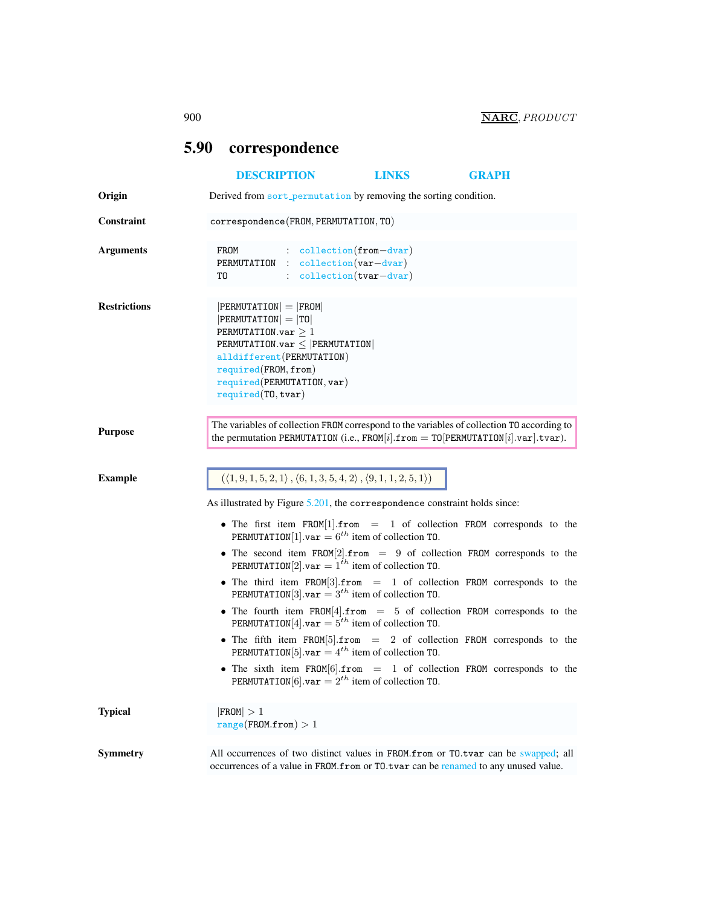## 5.90 correspondence

DESCRIPTION LINKS GRAPH

**Origin**

Derived from sort_permutation by removing the sorting condition.

**Constraint**

correspondence(FROM, PERMUTATION, TO)

**Arguments**

```
FROM         :  collection(from−dvar)
PERMUTATION  :  collection(var−dvar)
TO           :  collection(tvar−dvar)
```

**Restrictions**

$|\text{PERMUTATION}| = |\text{FROM}|$
$|\text{PERMUTATION}| = |\text{TO}|$
$\text{PERMUTATION.var} \geq 1$
$\text{PERMUTATION.var} \leq |\text{PERMUTATION}|$
alldifferent(PERMUTATION)
required(FROM, from)
required(PERMUTATION, var)
required(TO, tvar)

**Purpose**

The variables of collection FROM correspond to the variables of collection TO according to the permutation PERMUTATION (i.e., $\text{FROM}[i].\text{from} = \text{TO}[\text{PERMUTATION}[i].\text{var}].\text{tvar}$).

**Example**

$(\langle 1, 9, 1, 5, 2, 1\rangle, \langle 6, 1, 3, 5, 4, 2\rangle, \langle 9, 1, 1, 2, 5, 1\rangle)$

As illustrated by Figure 5.201, the correspondence constraint holds since:

- The first item $\text{FROM}[1].\text{from} = 1$ of collection FROM corresponds to the $\text{PERMUTATION}[1].\text{var} = 6^{th}$ item of collection TO.
- The second item $\text{FROM}[2].\text{from} = 9$ of collection FROM corresponds to the $\text{PERMUTATION}[2].\text{var} = 1^{th}$ item of collection TO.
- The third item $\text{FROM}[3].\text{from} = 1$ of collection FROM corresponds to the $\text{PERMUTATION}[3].\text{var} = 3^{th}$ item of collection TO.
- The fourth item $\text{FROM}[4].\text{from} = 5$ of collection FROM corresponds to the $\text{PERMUTATION}[4].\text{var} = 5^{th}$ item of collection TO.
- The fifth item $\text{FROM}[5].\text{from} = 2$ of collection FROM corresponds to the $\text{PERMUTATION}[5].\text{var} = 4^{th}$ item of collection TO.
- The sixth item $\text{FROM}[6].\text{from} = 1$ of collection FROM corresponds to the $\text{PERMUTATION}[6].\text{var} = 2^{th}$ item of collection TO.

**Typical**

$|\text{FROM}| > 1$
$\text{range}(\text{FROM.from}) > 1$

**Symmetry**

All occurrences of two distinct values in FROM.from or TO.tvar can be swapped; all occurrences of a value in FROM.from or TO.tvar can be renamed to any unused value.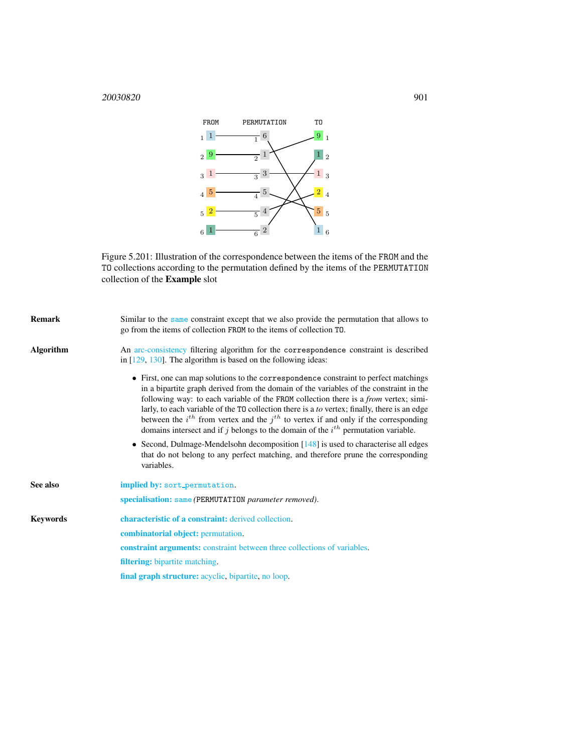Figure 5.201: Illustration of the correspondence between the items of the FROM and the TO collections according to the permutation defined by the items of the PERMUTATION collection of the **Example** slot

**Remark**

Similar to the same constraint except that we also provide the permutation that allows to go from the items of collection FROM to the items of collection TO.

**Algorithm**

An arc-consistency filtering algorithm for the correspondence constraint is described in [129, 130]. The algorithm is based on the following ideas:

- First, one can map solutions to the correspondence constraint to perfect matchings in a bipartite graph derived from the domain of the variables of the constraint in the following way: to each variable of the FROM collection there is a *from* vertex; similarly, to each variable of the TO collection there is a *to* vertex; finally, there is an edge between the $i^{th}$ from vertex and the $j^{th}$ to vertex if and only if the corresponding domains intersect and if $j$ belongs to the domain of the $i^{th}$ permutation variable.
- Second, Dulmage-Mendelsohn decomposition [148] is used to characterise all edges that do not belong to any perfect matching, and therefore prune the corresponding variables.

**See also**

**implied by:** sort_permutation.

**specialisation:** same *(*PERMUTATION *parameter removed)*.

**Keywords**

**characteristic of a constraint:** derived collection.

**combinatorial object:** permutation.

**constraint arguments:** constraint between three collections of variables.

**filtering:** bipartite matching.

**final graph structure:** acyclic, bipartite, no loop.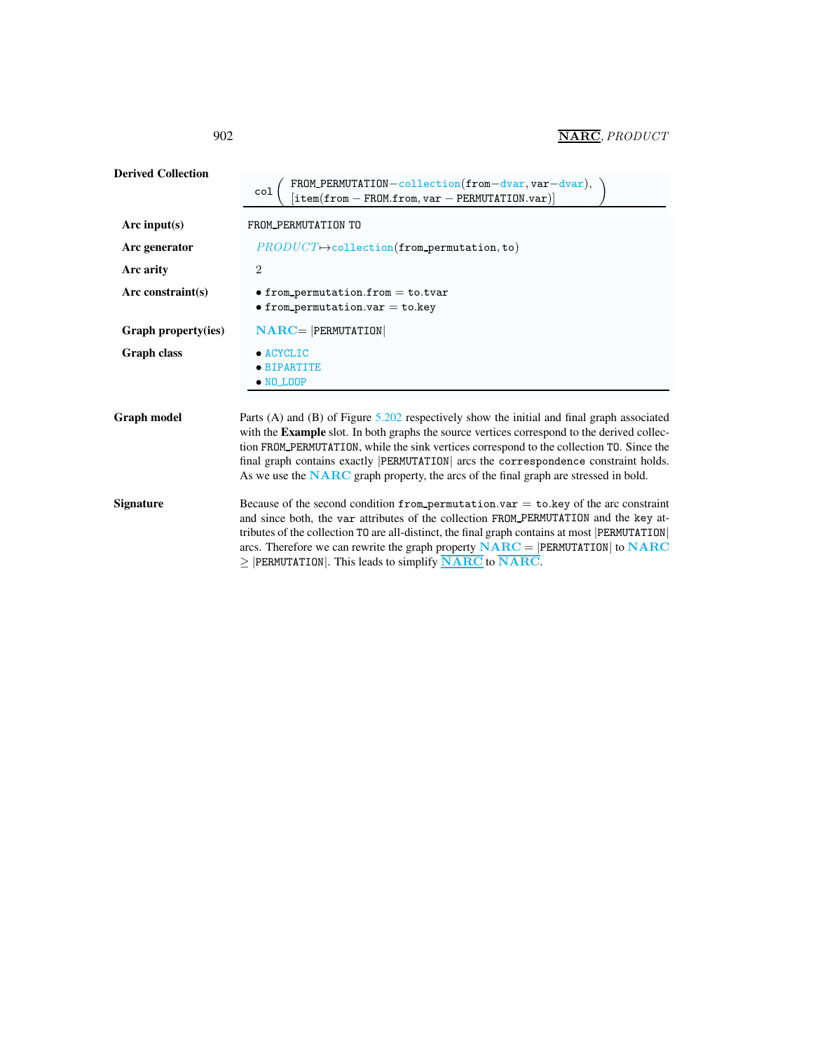**Derived Collection**

col ( FROM_PERMUTATION−collection(from−dvar, var−dvar), [item(from − FROM.from, var − PERMUTATION.var)] )

| | |
|---|---|
| **Arc input(s)** | FROM_PERMUTATION TO |
| **Arc generator** | *PRODUCT*↦collection(from_permutation, to) |
| **Arc arity** | 2 |
| **Arc constraint(s)** | • from_permutation.from = to.tvar<br>• from_permutation.var = to.key |
| **Graph property(ies)** | **NARC**= \|PERMUTATION\| |
| **Graph class** | • ACYCLIC<br>• BIPARTITE<br>• NO_LOOP |

**Graph model**

Parts (A) and (B) of Figure 5.202 respectively show the initial and final graph associated with the **Example** slot. In both graphs the source vertices correspond to the derived collection FROM_PERMUTATION, while the sink vertices correspond to the collection TO. Since the final graph contains exactly |PERMUTATION| arcs the correspondence constraint holds. As we use the **NARC** graph property, the arcs of the final graph are stressed in bold.

**Signature**

Because of the second condition from_permutation.var = to.key of the arc constraint and since both, the var attributes of the collection FROM_PERMUTATION and the key attributes of the collection TO are all-distinct, the final graph contains at most |PERMUTATION| arcs. Therefore we can rewrite the graph property **NARC** = |PERMUTATION| to **NARC** $\geq$ |PERMUTATION|. This leads to simplify $\underline{\overline{\textbf{NARC}}}$ to $\overline{\textbf{NARC}}$.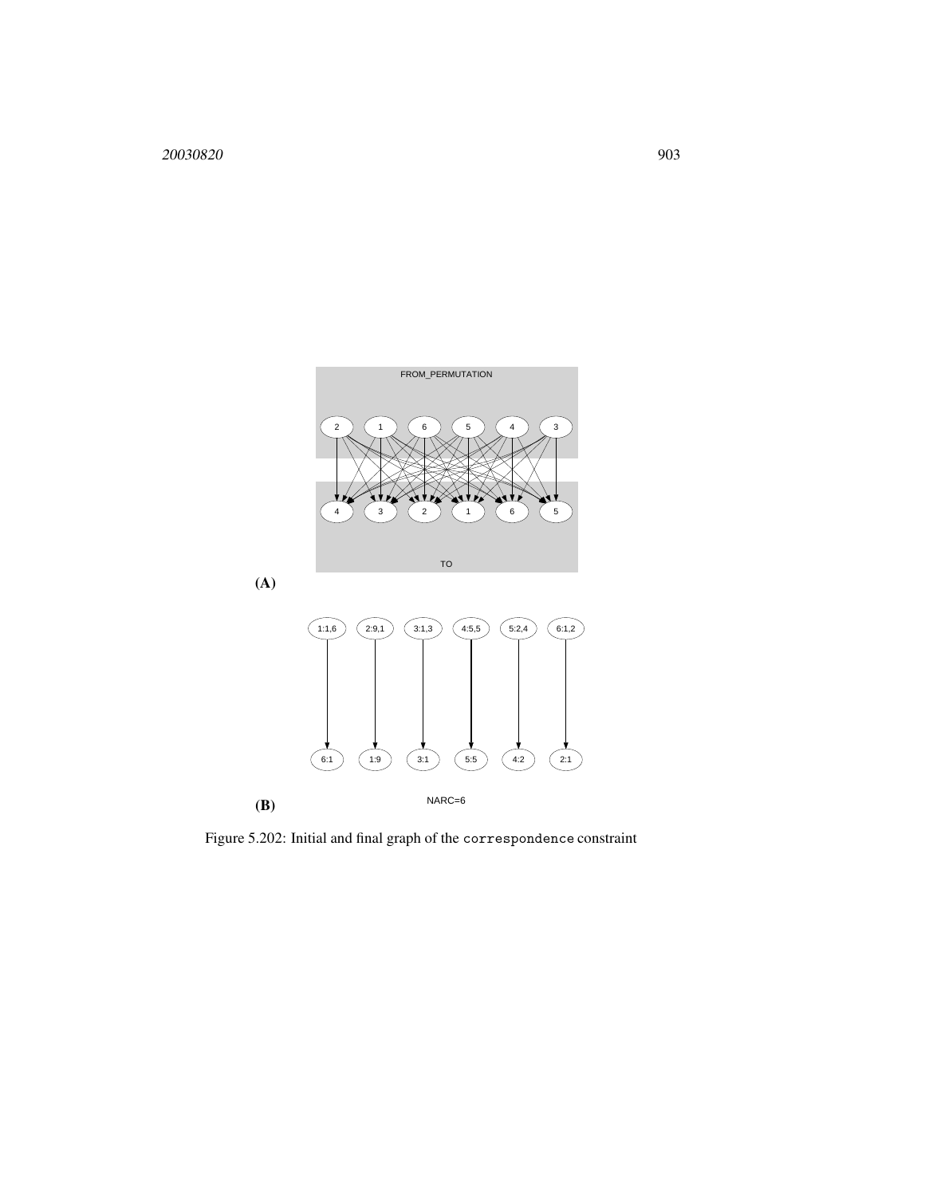FROM_PERMUTATION

2 1 6 5 4 3

4 3 2 1 6 5

TO

**(A)**

1:1,6 2:9,1 3:1,3 4:5,5 5:2,4 6:1,2

6:1 1:9 3:1 5:5 4:2 2:1

NARC=6

**(B)**

Figure 5.202: Initial and final graph of the `correspondence` constraint